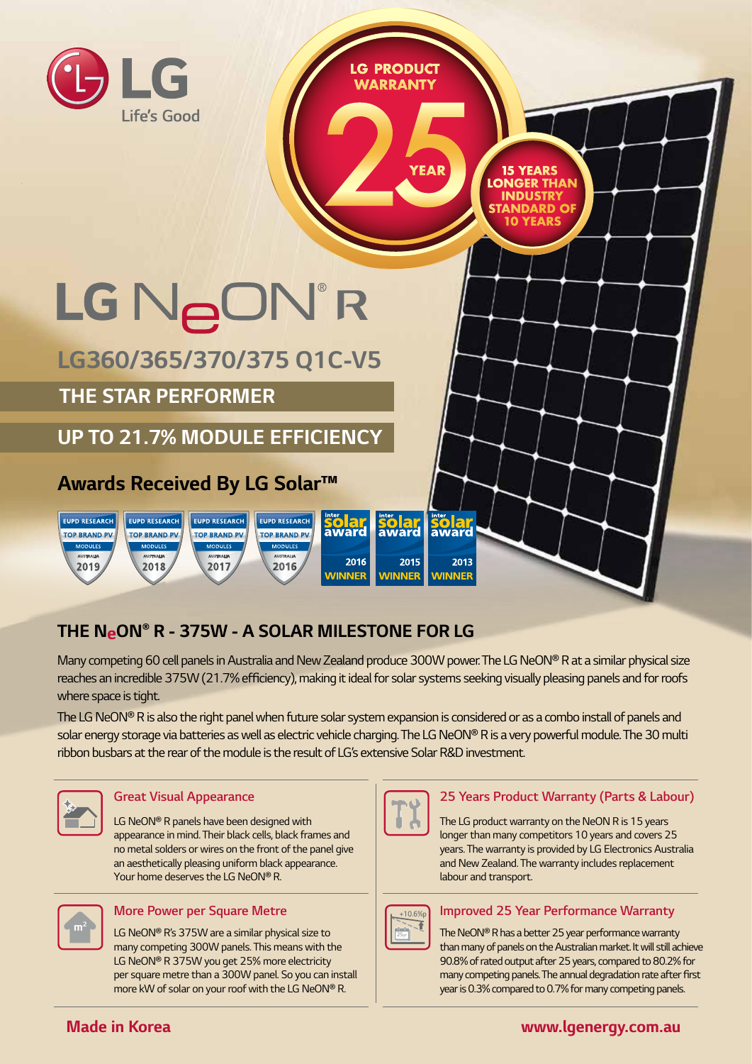LG Life's Good

LG PRODUCT WARRANTY 25 YEAR

15 YEARS LONGER THAN INDUSTRY STANDARD OF 10 YEARS

# LG NeON® R

## LG360/365/370/375 Q1C-V5

**THE STAR PERFORMER**

**UP TO 21.7% MODULE EFFICIENCY**

### Awards Received By LG Solar™

EUPD RESEARCH TOP BRAND PV MODULES AUSTRALIA 2019

EUPD RESEARCH TOP BRAND PV MODULES AUSTRALIA 2018

EUPD RESEARCH TOP BRAND PV MODULES AUSTRALIA 2017

EUPD RESEARCH TOP BRAND PV MODULES AUSTRALIA 2016

intersolar award 2016 WINNER

intersolar award 2015 WINNER

intersolar award 2013 WINNER

## THE NeON® R - 375W - A SOLAR MILESTONE FOR LG

Many competing 60 cell panels in Australia and New Zealand produce 300W power. The LG NeON® R at a similar physical size reaches an incredible 375W (21.7% efficiency), making it ideal for solar systems seeking visually pleasing panels and for roofs where space is tight.

The LG NeON® R is also the right panel when future solar system expansion is considered or as a combo install of panels and solar energy storage via batteries as well as electric vehicle charging. The LG NeON® R is a very powerful module. The 30 multi ribbon busbars at the rear of the module is the result of LG's extensive Solar R&D investment.

### Great Visual Appearance

LG NeON® R panels have been designed with appearance in mind. Their black cells, black frames and no metal solders or wires on the front of the panel give an aesthetically pleasing uniform black appearance. Your home deserves the LG NeON® R.

### More Power per Square Metre

LG NeON® R's 375W are a similar physical size to many competing 300W panels. This means with the LG NeON® R 375W you get 25% more electricity per square metre than a 300W panel. So you can install more kW of solar on your roof with the LG NeON® R.

### 25 Years Product Warranty (Parts & Labour)

The LG product warranty on the NeON R is 15 years longer than many competitors 10 years and covers 25 years. The warranty is provided by LG Electronics Australia and New Zealand. The warranty includes replacement labour and transport.

### Improved 25 Year Performance Warranty

The NeON® R has a better 25 year performance warranty than many of panels on the Australian market. It will still achieve 90.8% of rated output after 25 years, compared to 80.2% for many competing panels. The annual degradation rate after first year is 0.3% compared to 0.7% for many competing panels.

**Made in Korea**

**www.lgenergy.com.au**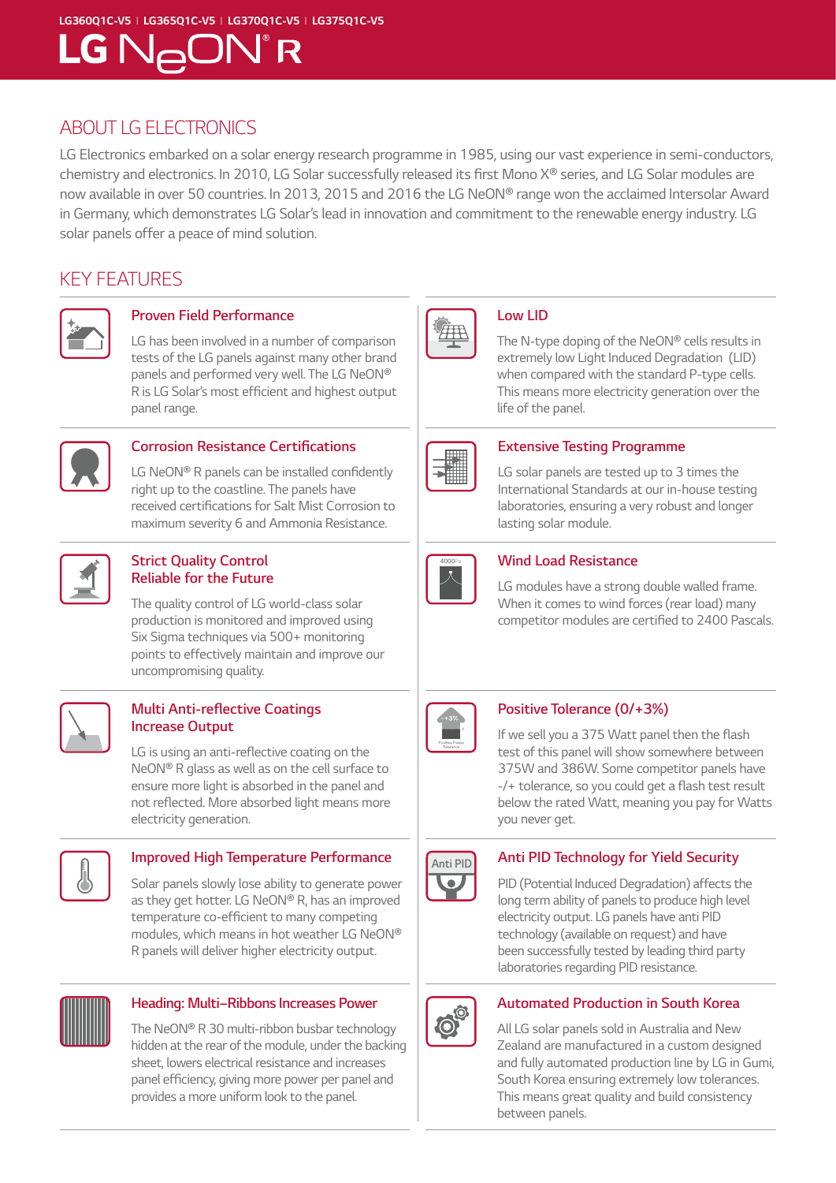LG360Q1C-V5 | LG365Q1C-V5 | LG370Q1C-V5 | LG375Q1C-V5

# LG NeON® R

## ABOUT LG ELECTRONICS

LG Electronics embarked on a solar energy research programme in 1985, using our vast experience in semi-conductors, chemistry and electronics. In 2010, LG Solar successfully released its first Mono X® series, and LG Solar modules are now available in over 50 countries. In 2013, 2015 and 2016 the LG NeON® range won the acclaimed Intersolar Award in Germany, which demonstrates LG Solar's lead in innovation and commitment to the renewable energy industry. LG solar panels offer a peace of mind solution.

## KEY FEATURES

### Proven Field Performance

LG has been involved in a number of comparison tests of the LG panels against many other brand panels and performed very well. The LG NeON® R is LG Solar's most efficient and highest output panel range.

### Corrosion Resistance Certifications

LG NeON® R panels can be installed confidently right up to the coastline. The panels have received certifications for Salt Mist Corrosion to maximum severity 6 and Ammonia Resistance.

### Strict Quality Control Reliable for the Future

The quality control of LG world-class solar production is monitored and improved using Six Sigma techniques via 500+ monitoring points to effectively maintain and improve our uncompromising quality.

### Multi Anti-reflective Coatings Increase Output

LG is using an anti-reflective coating on the NeON® R glass as well as on the cell surface to ensure more light is absorbed in the panel and not reflected. More absorbed light means more electricity generation.

### Improved High Temperature Performance

Solar panels slowly lose ability to generate power as they get hotter. LG NeON® R, has an improved temperature co-efficient to many competing modules, which means in hot weather LG NeON® R panels will deliver higher electricity output.

### Heading: Multi–Ribbons Increases Power

The NeON® R 30 multi-ribbon busbar technology hidden at the rear of the module, under the backing sheet, lowers electrical resistance and increases panel efficiency, giving more power per panel and provides a more uniform look to the panel.

### Low LID

The N-type doping of the NeON® cells results in extremely low Light Induced Degradation (LID) when compared with the standard P-type cells. This means more electricity generation over the life of the panel.

### Extensive Testing Programme

LG solar panels are tested up to 3 times the International Standards at our in-house testing laboratories, ensuring a very robust and longer lasting solar module.

### Wind Load Resistance

LG modules have a strong double walled frame. When it comes to wind forces (rear load) many competitor modules are certified to 2400 Pascals.

### Positive Tolerance (0/+3%)

If we sell you a 375 Watt panel then the flash test of this panel will show somewhere between 375W and 386W. Some competitor panels have -/+ tolerance, so you could get a flash test result below the rated Watt, meaning you pay for Watts you never get.

### Anti PID Technology for Yield Security

PID (Potential Induced Degradation) affects the long term ability of panels to produce high level electricity output. LG panels have anti PID technology (available on request) and have been successfully tested by leading third party laboratories regarding PID resistance.

### Automated Production in South Korea

All LG solar panels sold in Australia and New Zealand are manufactured in a custom designed and fully automated production line by LG in Gumi, South Korea ensuring extremely low tolerances. This means great quality and build consistency between panels.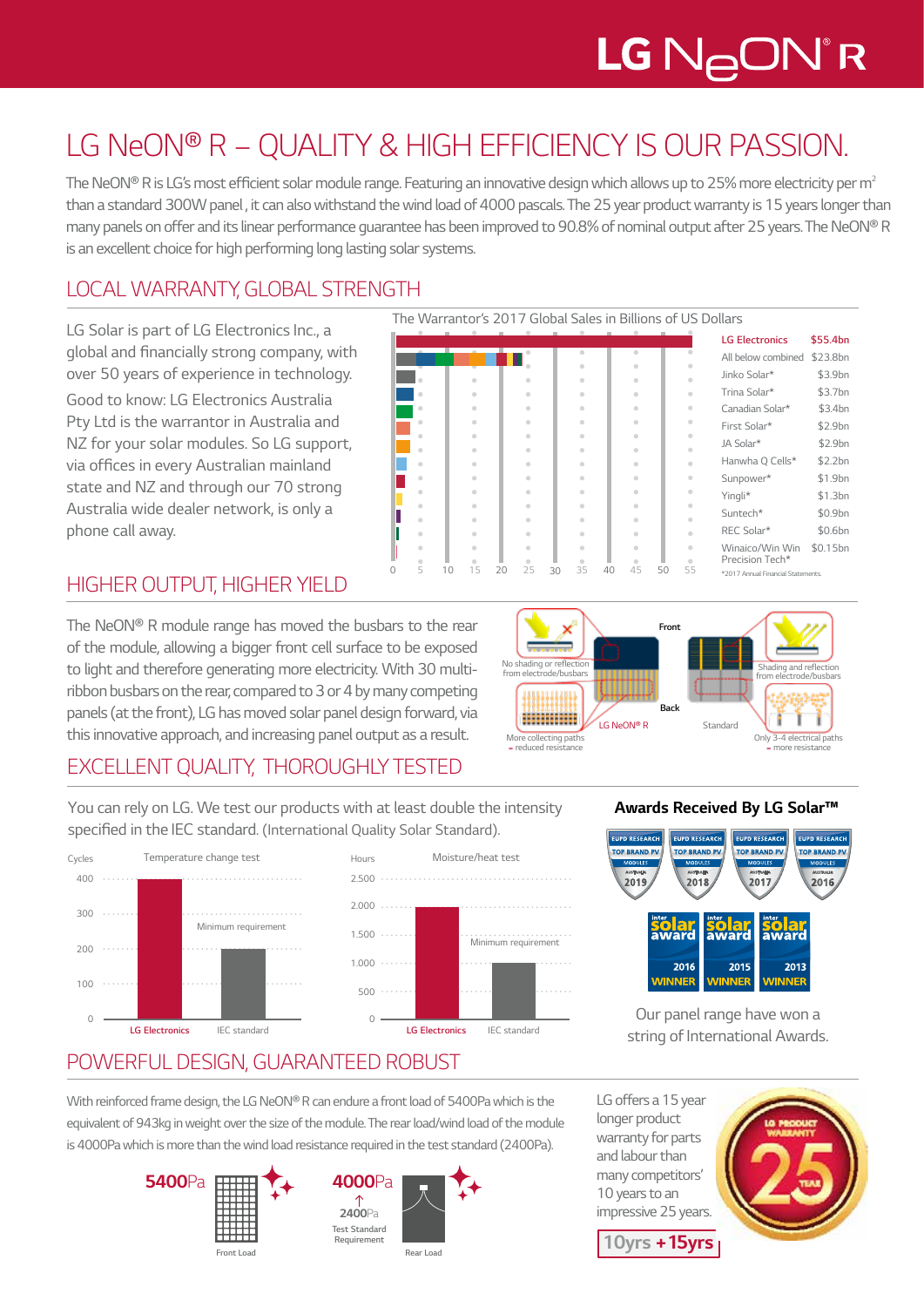# LG NeON® R – QUALITY & HIGH EFFICIENCY IS OUR PASSION.

The NeON® R is LG's most efficient solar module range. Featuring an innovative design which allows up to 25% more electricity per m² than a standard 300W panel , it can also withstand the wind load of 4000 pascals. The 25 year product warranty is 15 years longer than many panels on offer and its linear performance guarantee has been improved to 90.8% of nominal output after 25 years. The NeON® R is an excellent choice for high performing long lasting solar systems.

## LOCAL WARRANTY, GLOBAL STRENGTH

LG Solar is part of LG Electronics Inc., a global and financially strong company, with over 50 years of experience in technology.

Good to know: LG Electronics Australia Pty Ltd is the warrantor in Australia and NZ for your solar modules. So LG support, via offices in every Australian mainland state and NZ and through our 70 strong Australia wide dealer network, is only a phone call away.

The Warrantor's 2017 Global Sales in Billions of US Dollars

| Company | Sales |
|---|---|
| LG Electronics | $55.4bn |
| All below combined | $23.8bn |
| Jinko Solar* | $3.9bn |
| Trina Solar* | $3.7bn |
| Canadian Solar* | $3.4bn |
| First Solar* | $2.9bn |
| JA Solar* | $2.9bn |
| Hanwha Q Cells* | $2.2bn |
| Sunpower* | $1.9bn |
| Yingli* | $1.3bn |
| Suntech* | $0.9bn |
| REC Solar* | $0.6bn |
| Winaico/Win Win Precision Tech* | $0.15bn |

*2017 Annual Financial Statements.

## HIGHER OUTPUT, HIGHER YIELD

The NeON® R module range has moved the busbars to the rear of the module, allowing a bigger front cell surface to be exposed to light and therefore generating more electricity. With 30 multi-ribbon busbars on the rear, compared to 3 or 4 by many competing panels (at the front), LG has moved solar panel design forward, via this innovative approach, and increasing panel output as a result.

- LG NeON® R — Front: No shading or reflection from electrode/busbars; Back: More collecting paths = reduced resistance
- Standard — Front: Shading and reflection from electrode/busbars; Back: Only 3-4 electrical paths = more resistance

## EXCELLENT QUALITY, THOROUGHLY TESTED

You can rely on LG. We test our products with at least double the intensity specified in the IEC standard. (International Quality Solar Standard).

Temperature change test (Cycles): LG Electronics ~400; IEC standard (Minimum requirement) ~200

Moisture/heat test (Hours): LG Electronics ~2.000; IEC standard (Minimum requirement) ~1.000

### Awards Received By LG Solar™

EUPD Research Top Brand PV Modules Australia 2019, 2018, 2017, 2016

Intersolar award Winner 2016, 2015, 2013

Our panel range have won a string of International Awards.

## POWERFUL DESIGN, GUARANTEED ROBUST

With reinforced frame design, the LG NeON® R can endure a front load of 5400Pa which is the equivalent of 943kg in weight over the size of the module. The rear load/wind load of the module is 4000Pa which is more than the wind load resistance required in the test standard (2400Pa).

**5400**Pa — Front Load

**4000**Pa — Rear Load
2400Pa — Test Standard Requirement

LG offers a 15 year longer product warranty for parts and labour than many competitors' 10 years to an impressive 25 years.

LG Product Warranty 25 Year

**10yrs + 15yrs**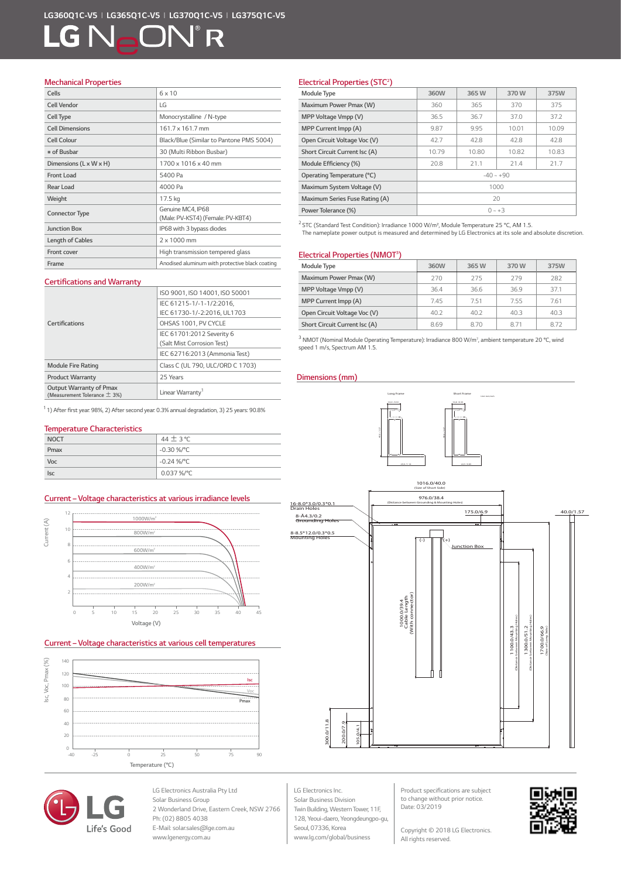LG360Q1C-V5 | LG365Q1C-V5 | LG370Q1C-V5 | LG375Q1C-V5

# LG NeON® R

## Mechanical Properties

| | |
|---|---|
| Cells | 6 x 10 |
| Cell Vendor | LG |
| Cell Type | Monocrystalline / N-type |
| Cell Dimensions | 161.7 x 161.7 mm |
| Cell Colour | Black/Blue (Similar to Pantone PMS 5004) |
| # of Busbar | 30 (Multi Ribbon Busbar) |
| Dimensions (L x W x H) | 1700 x 1016 x 40 mm |
| Front Load | 5400 Pa |
| Rear Load | 4000 Pa |
| Weight | 17.5 kg |
| Connector Type | Genuine MC4, IP68 (Male: PV-KST4) (Female: PV-KBT4) |
| Junction Box | IP68 with 3 bypass diodes |
| Length of Cables | 2 x 1000 mm |
| Front cover | High transmission tempered glass |
| Frame | Anodised aluminum with protective black coating |

## Certifications and Warranty

| | |
|---|---|
| Certifications | ISO 9001, ISO 14001, ISO 50001 |
| | IEC 61215-1/-1-1/2:2016, IEC 61730-1/-2:2016, UL1703 |
| | OHSAS 1001, PV CYCLE |
| | IEC 61701:2012 Severity 6 (Salt Mist Corrosion Test) |
| | IEC 62716:2013 (Ammonia Test) |
| Module Fire Rating | Class C (UL 790, ULC/ORD C 1703) |
| Product Warranty | 25 Years |
| Output Warranty of Pmax (Measurement Tolerance ± 3%) | Linear Warranty[1] |

[1] 1) After first year: 98%, 2) After second year: 0.3% annual degradation, 3) 25 years: 90.8%

## Temperature Characteristics

| | |
|---|---|
| NOCT | 44 ± 3 °C |
| Pmax | -0.30 %/°C |
| Voc | -0.24 %/°C |
| Isc | 0.037 %/°C |

## Current – Voltage characteristics at various irradiance levels

Current (A)
12, 10, 8, 6, 4, 2
1000W/m²
800W/m²
600W/m²
400W/m²
200W/m²
0, 5, 10, 15, 20, 25, 30, 35, 40, 45
Voltage (V)

## Current – Voltage characteristics at various cell temperatures

Isc, Voc, Pmax (%)
140, 120, 100, 80, 60, 40, 20, 0
Isc
Voc
Pmax
-40, -25, 0, 25, 50, 75, 90
Temperature (°C)

## Electrical Properties (STC[2])

| Module Type | 360W | 365 W | 370 W | 375W |
|---|---|---|---|---|
| Maximum Power Pmax (W) | 360 | 365 | 370 | 375 |
| MPP Voltage Vmpp (V) | 36.5 | 36.7 | 37.0 | 37.2 |
| MPP Current Impp (A) | 9.87 | 9.95 | 10.01 | 10.09 |
| Open Circuit Voltage Voc (V) | 42.7 | 42.8 | 42.8 | 42.8 |
| Short Circuit Current Isc (A) | 10.79 | 10.80 | 10.82 | 10.83 |
| Module Efficiency (%) | 20.8 | 21.1 | 21.4 | 21.7 |
| Operating Temperature (°C) | -40 ~ +90 | | | |
| Maximum System Voltage (V) | 1000 | | | |
| Maximum Series Fuse Rating (A) | 20 | | | |
| Power Tolerance (%) | 0 ~ +3 | | | |

[2] STC (Standard Test Condition): Irradiance 1000 W/m², Module Temperature 25 °C, AM 1.5.
The nameplate power output is measured and determined by LG Electronics at its sole and absolute discretion.

## Electrical Properties (NMOT[3])

| Module Type | 360W | 365 W | 370 W | 375W |
|---|---|---|---|---|
| Maximum Power Pmax (W) | 270 | 275 | 279 | 282 |
| MPP Voltage Vmpp (V) | 36.4 | 36.6 | 36.9 | 37.1 |
| MPP Current Impp (A) | 7.45 | 7.51 | 7.55 | 7.61 |
| Open Circuit Voltage Voc (V) | 40.2 | 40.2 | 40.3 | 40.3 |
| Short Circuit Current Isc (A) | 8.69 | 8.70 | 8.71 | 8.72 |

[3] NMOT (Nominal Module Operating Temperature): Irradiance 800 W/m², ambient temperature 20 °C, wind speed 1 m/s, Spectrum AM 1.5.

## Dimensions (mm)

Long Frame
Short Frame

1016.0/40.0
(Size of Short Side)
976.0/38.4
(Distance between Grounding & Mounting Holes)
16-8.0*3.0/0.3*0.1
Drain Holes
8-A4.3/0.2
Grounding Holes
8-8.5*12.0/0.3*0.5
Mounting Holes
175.0/6.9
40.0/1.57
(-) (+)
Junction Box
1000.0/39.4
Cable Length
(With connector)
1100.0/43.3
(Distance between Mounting Holes)
1300.0/51.2
(Distance between Mounting Holes)
1700.0/66.9
(Size of Long Side)
300.0/11.8
200.0/7.9
105.0/4.1

LG Life's Good

LG Electronics Australia Pty Ltd
Solar Business Group
2 Wonderland Drive, Eastern Creek, NSW 2766
Ph: (02) 8805 4038
E-Mail: solar.sales@lge.com.au
www.lgenergy.com.au

LG Electronics Inc.
Solar Business Division
Twin Building, Western Tower, 11F,
128, Yeoui-daero, Yeongdeungpo-gu,
Seoul, 07336, Korea
www.lg.com/global/business

Product specifications are subject to change without prior notice.
Date: 03/2019

Copyright © 2018 LG Electronics.
All rights reserved.